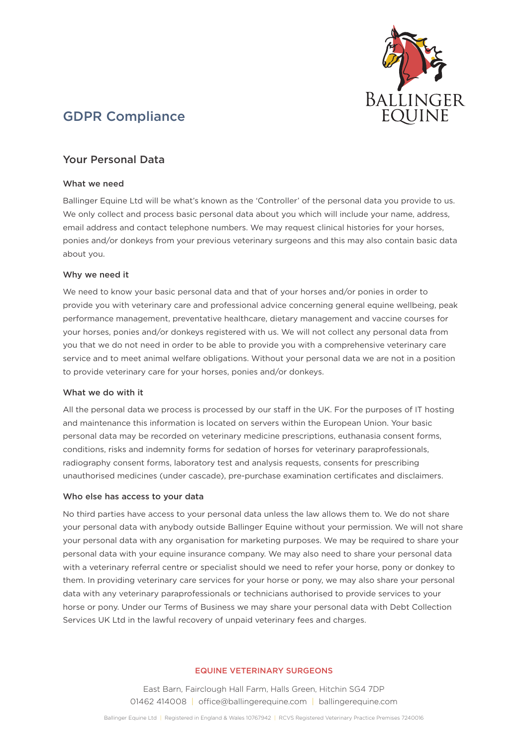# GDPR Compliance

## Your Personal Data

### What we need

Ballinger Equine Ltd will be what's known as the 'Controller' of the personal data you provide to us. We only collect and process basic personal data about you which will include your name, address, email address and contact telephone numbers. We may request clinical histories for your horses, ponies and/or donkeys from your previous veterinary surgeons and this may also contain basic data about you.

### Why we need it

We need to know your basic personal data and that of your horses and/or ponies in order to provide you with veterinary care and professional advice concerning general equine wellbeing, peak performance management, preventative healthcare, dietary management and vaccine courses for your horses, ponies and/or donkeys registered with us. We will not collect any personal data from you that we do not need in order to be able to provide you with a comprehensive veterinary care service and to meet animal welfare obligations. Without your personal data we are not in a position to provide veterinary care for your horses, ponies and/or donkeys.

### What we do with it

All the personal data we process is processed by our staff in the UK. For the purposes of IT hosting and maintenance this information is located on servers within the European Union. Your basic personal data may be recorded on veterinary medicine prescriptions, euthanasia consent forms, conditions, risks and indemnity forms for sedation of horses for veterinary paraprofessionals, radiography consent forms, laboratory test and analysis requests, consents for prescribing unauthorised medicines (under cascade), pre-purchase examination certificates and disclaimers.

### Who else has access to your data

No third parties have access to your personal data unless the law allows them to. We do not share your personal data with anybody outside Ballinger Equine without your permission. We will not share your personal data with any organisation for marketing purposes. We may be required to share your personal data with your equine insurance company. We may also need to share your personal data with a veterinary referral centre or specialist should we need to refer your horse, pony or donkey to them. In providing veterinary care services for your horse or pony, we may also share your personal data with any veterinary paraprofessionals or technicians authorised to provide services to your horse or pony. Under our Terms of Business we may share your personal data with Debt Collection Services UK Ltd in the lawful recovery of unpaid veterinary fees and charges.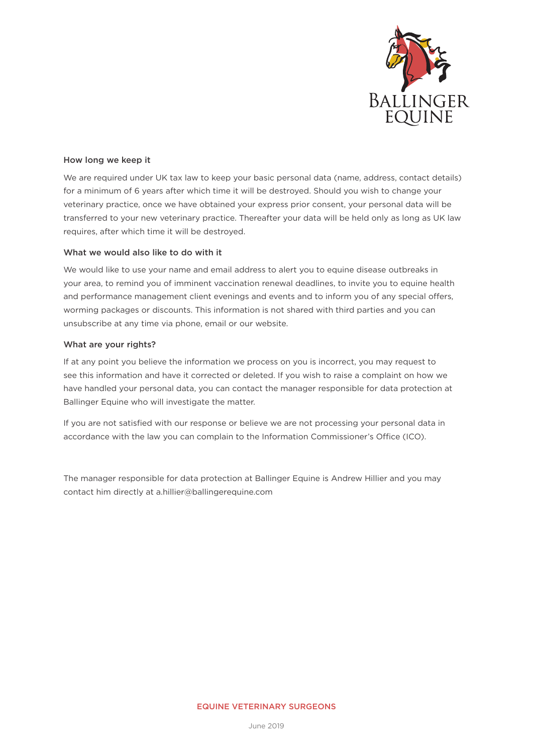### How long we keep it

We are required under UK tax law to keep your basic personal data (name, address, contact details) for a minimum of 6 years after which time it will be destroyed. Should you wish to change your veterinary practice, once we have obtained your express prior consent, your personal data will be transferred to your new veterinary practice. Thereafter your data will be held only as long as UK law requires, after which time it will be destroyed.

### What we would also like to do with it

We would like to use your name and email address to alert you to equine disease outbreaks in your area, to remind you of imminent vaccination renewal deadlines, to invite you to equine health and performance management client evenings and events and to inform you of any special offers, worming packages or discounts. This information is not shared with third parties and you can unsubscribe at any time via phone, email or our website.

### What are your rights?

If at any point you believe the information we process on you is incorrect, you may request to see this information and have it corrected or deleted. If you wish to raise a complaint on how we have handled your personal data, you can contact the manager responsible for data protection at Ballinger Equine who will investigate the matter.

If you are not satisfied with our response or believe we are not processing your personal data in accordance with the law you can complain to the Information Commissioner's Office (ICO).

The manager responsible for data protection at Ballinger Equine is Andrew Hillier and you may contact him directly at a.hillier@ballingerequine.com

EQUINE VETERINARY SURGEONS

June 2019